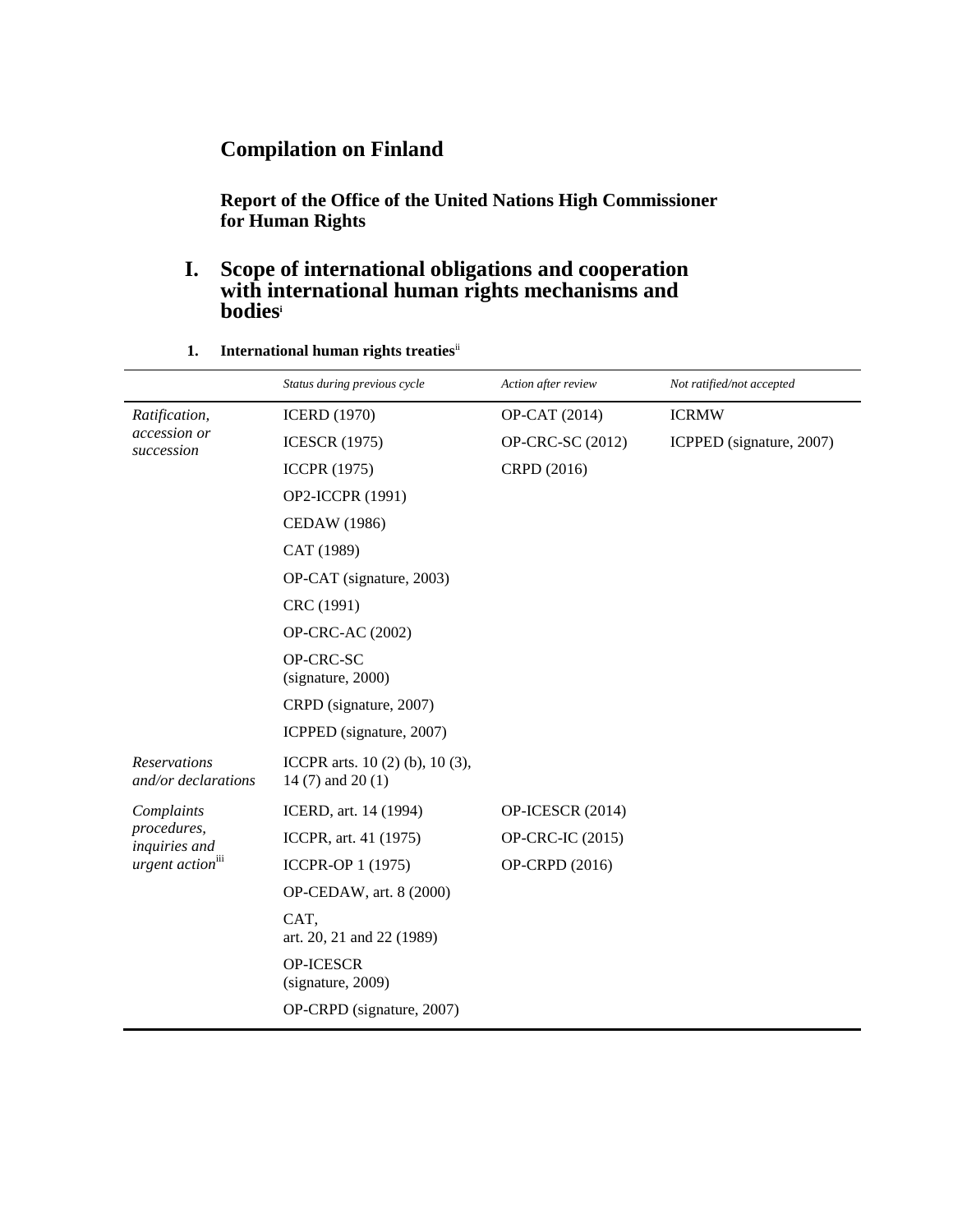# Compilation on Finland

## Report of the Office of the United Nations High Commissioner for Human Rights

## I. Scope of international obligations and cooperation with international human rights mechanisms and bodies[i]

### 1. International human rights treaties[ii]

| | *Status during previous cycle* | *Action after review* | *Not ratified/not accepted* |
|---|---|---|---|
| *Ratification, accession or succession* | ICERD (1970) | OP-CAT (2014) | ICRMW |
| | ICESCR (1975) | OP-CRC-SC (2012) | ICPPED (signature, 2007) |
| | ICCPR (1975) | CRPD (2016) | |
| | OP2-ICCPR (1991) | | |
| | CEDAW (1986) | | |
| | CAT (1989) | | |
| | OP-CAT (signature, 2003) | | |
| | CRC (1991) | | |
| | OP-CRC-AC (2002) | | |
| | OP-CRC-SC (signature, 2000) | | |
| | CRPD (signature, 2007) | | |
| | ICPPED (signature, 2007) | | |
| *Reservations and/or declarations* | ICCPR arts. 10 (2) (b), 10 (3), 14 (7) and 20 (1) | | |
| *Complaints procedures, inquiries and urgent action*[iii] | ICERD, art. 14 (1994) | OP-ICESCR (2014) | |
| | ICCPR, art. 41 (1975) | OP-CRC-IC (2015) | |
| | ICCPR-OP 1 (1975) | OP-CRPD (2016) | |
| | OP-CEDAW, art. 8 (2000) | | |
| | CAT, art. 20, 21 and 22 (1989) | | |
| | OP-ICESCR (signature, 2009) | | |
| | OP-CRPD (signature, 2007) | | |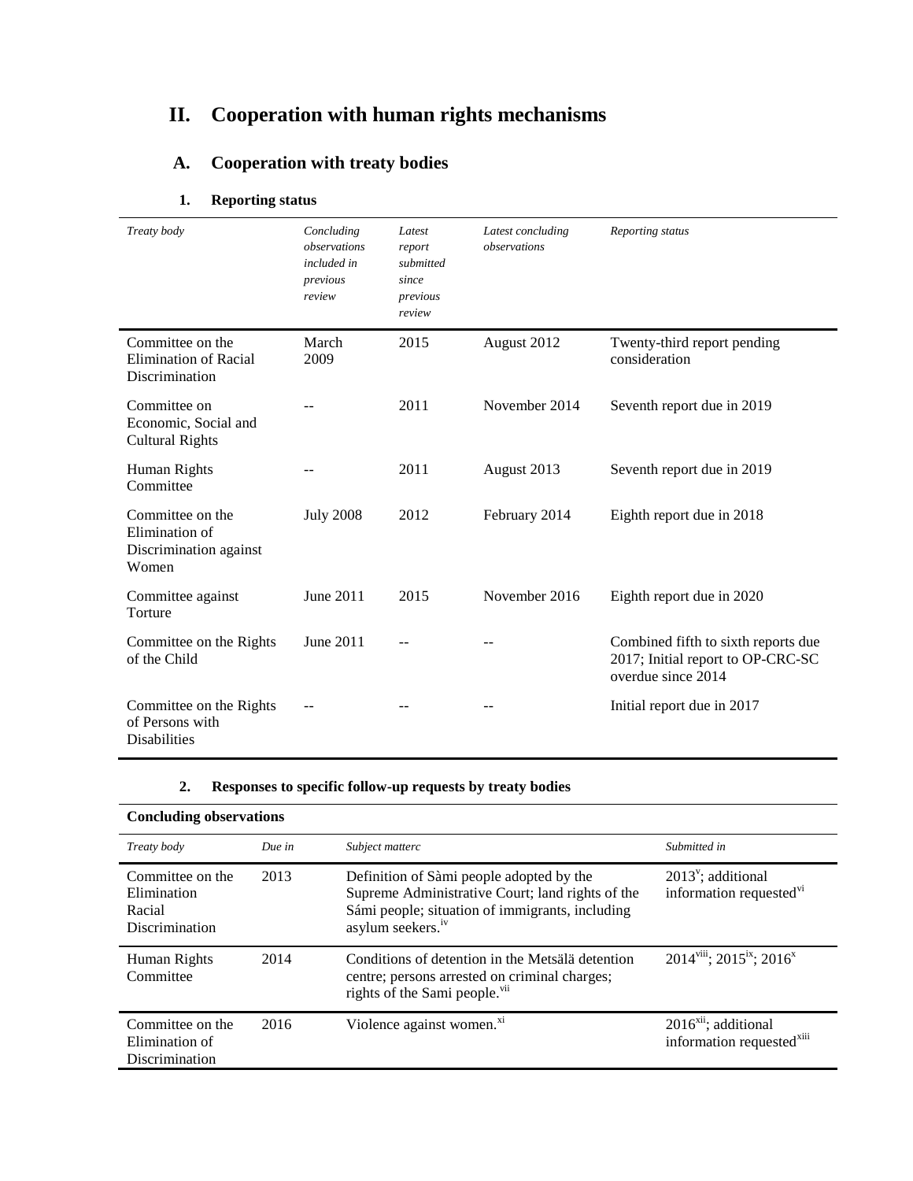# II. Cooperation with human rights mechanisms

## A. Cooperation with treaty bodies

### 1. Reporting status

| *Treaty body* | *Concluding observations included in previous review* | *Latest report submitted since previous review* | *Latest concluding observations* | *Reporting status* |
|---|---|---|---|---|
| Committee on the Elimination of Racial Discrimination | March 2009 | 2015 | August 2012 | Twenty-third report pending consideration |
| Committee on Economic, Social and Cultural Rights | -- | 2011 | November 2014 | Seventh report due in 2019 |
| Human Rights Committee | -- | 2011 | August 2013 | Seventh report due in 2019 |
| Committee on the Elimination of Discrimination against Women | July 2008 | 2012 | February 2014 | Eighth report due in 2018 |
| Committee against Torture | June 2011 | 2015 | November 2016 | Eighth report due in 2020 |
| Committee on the Rights of the Child | June 2011 | -- | -- | Combined fifth to sixth reports due 2017; Initial report to OP-CRC-SC overdue since 2014 |
| Committee on the Rights of Persons with Disabilities | -- | -- | -- | Initial report due in 2017 |

### 2. Responses to specific follow-up requests by treaty bodies

| **Concluding observations** | | | |
|---|---|---|---|
| *Treaty body* | *Due in* | *Subject matterc* | *Submitted in* |
| Committee on the Elimination Racial Discrimination | 2013 | Definition of Sàmi people adopted by the Supreme Administrative Court; land rights of the Sámi people; situation of immigrants, including asylum seekers.[iv] | 2013[v]; additional information requested[vi] |
| Human Rights Committee | 2014 | Conditions of detention in the Metsälä detention centre; persons arrested on criminal charges; rights of the Sami people.[vii] | 2014[viii]; 2015[ix]; 2016[x] |
| Committee on the Elimination of Discrimination | 2016 | Violence against women.[xi] | 2016[xii]; additional information requested[xiii] |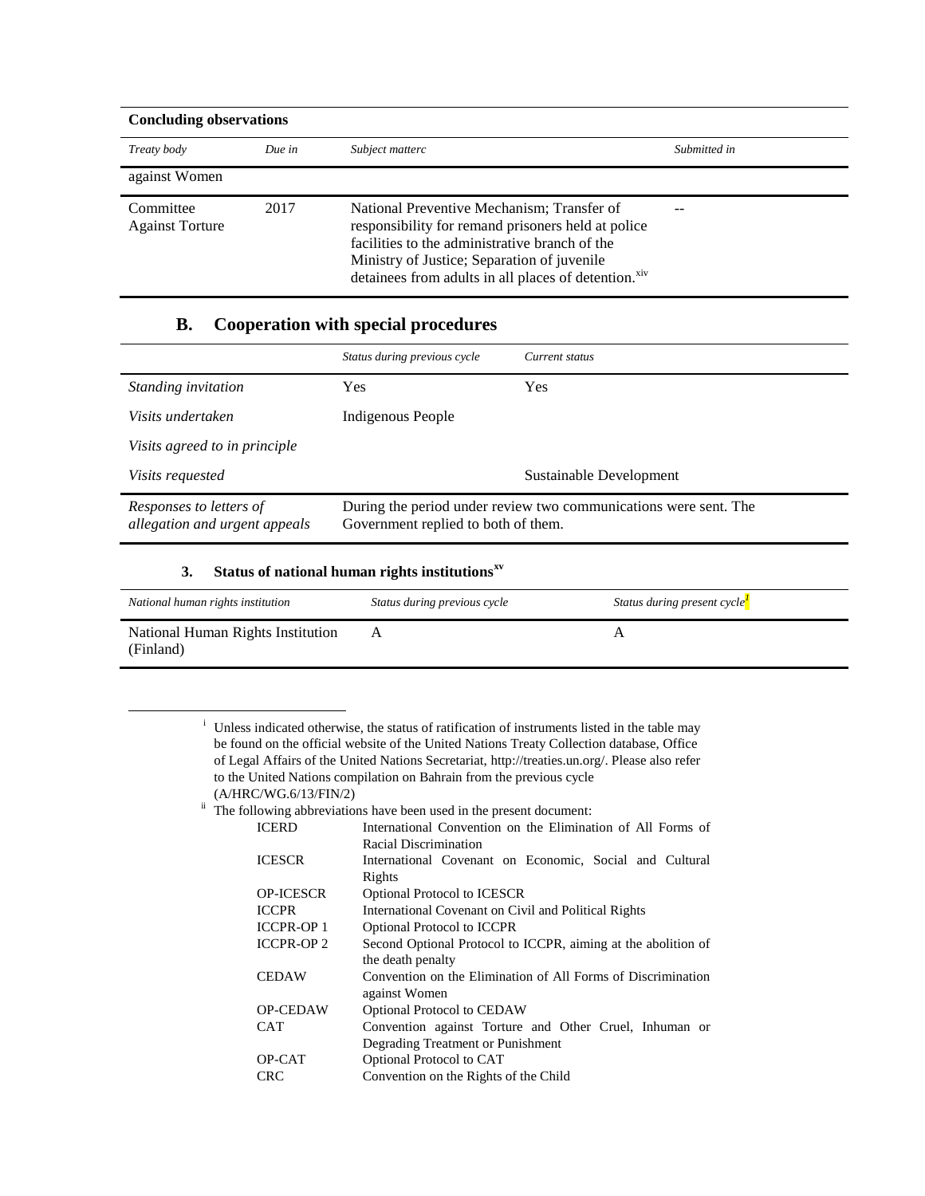**Concluding observations**

| *Treaty body* | *Due in* | *Subject matterc* | *Submitted in* |
|---|---|---|---|
| against Women | | | |
| Committee Against Torture | 2017 | National Preventive Mechanism; Transfer of responsibility for remand prisoners held at police facilities to the administrative branch of the Ministry of Justice; Separation of juvenile detainees from adults in all places of detention.[xiv] | -- |

## B. Cooperation with special procedures

| | *Status during previous cycle* | *Current status* |
|---|---|---|
| *Standing invitation* | Yes | Yes |
| *Visits undertaken* | Indigenous People | |
| *Visits agreed to in principle* | | |
| *Visits requested* | | Sustainable Development |
| *Responses to letters of allegation and urgent appeals* | During the period under review two communications were sent. The Government replied to both of them. | |

### 3. Status of national human rights institutions[xv]

| *National human rights institution* | *Status during previous cycle* | *Status during present cycle*[1] |
|---|---|---|
| National Human Rights Institution (Finland) | A | A |

---

[i] Unless indicated otherwise, the status of ratification of instruments listed in the table may be found on the official website of the United Nations Treaty Collection database, Office of Legal Affairs of the United Nations Secretariat, http://treaties.un.org/. Please also refer to the United Nations compilation on Bahrain from the previous cycle (A/HRC/WG.6/13/FIN/2)

[ii] The following abbreviations have been used in the present document:

| | |
|---|---|
| ICERD | International Convention on the Elimination of All Forms of Racial Discrimination |
| ICESCR | International Covenant on Economic, Social and Cultural Rights |
| OP-ICESCR | Optional Protocol to ICESCR |
| ICCPR | International Covenant on Civil and Political Rights |
| ICCPR-OP 1 | Optional Protocol to ICCPR |
| ICCPR-OP 2 | Second Optional Protocol to ICCPR, aiming at the abolition of the death penalty |
| CEDAW | Convention on the Elimination of All Forms of Discrimination against Women |
| OP-CEDAW | Optional Protocol to CEDAW |
| CAT | Convention against Torture and Other Cruel, Inhuman or Degrading Treatment or Punishment |
| OP-CAT | Optional Protocol to CAT |
| CRC | Convention on the Rights of the Child |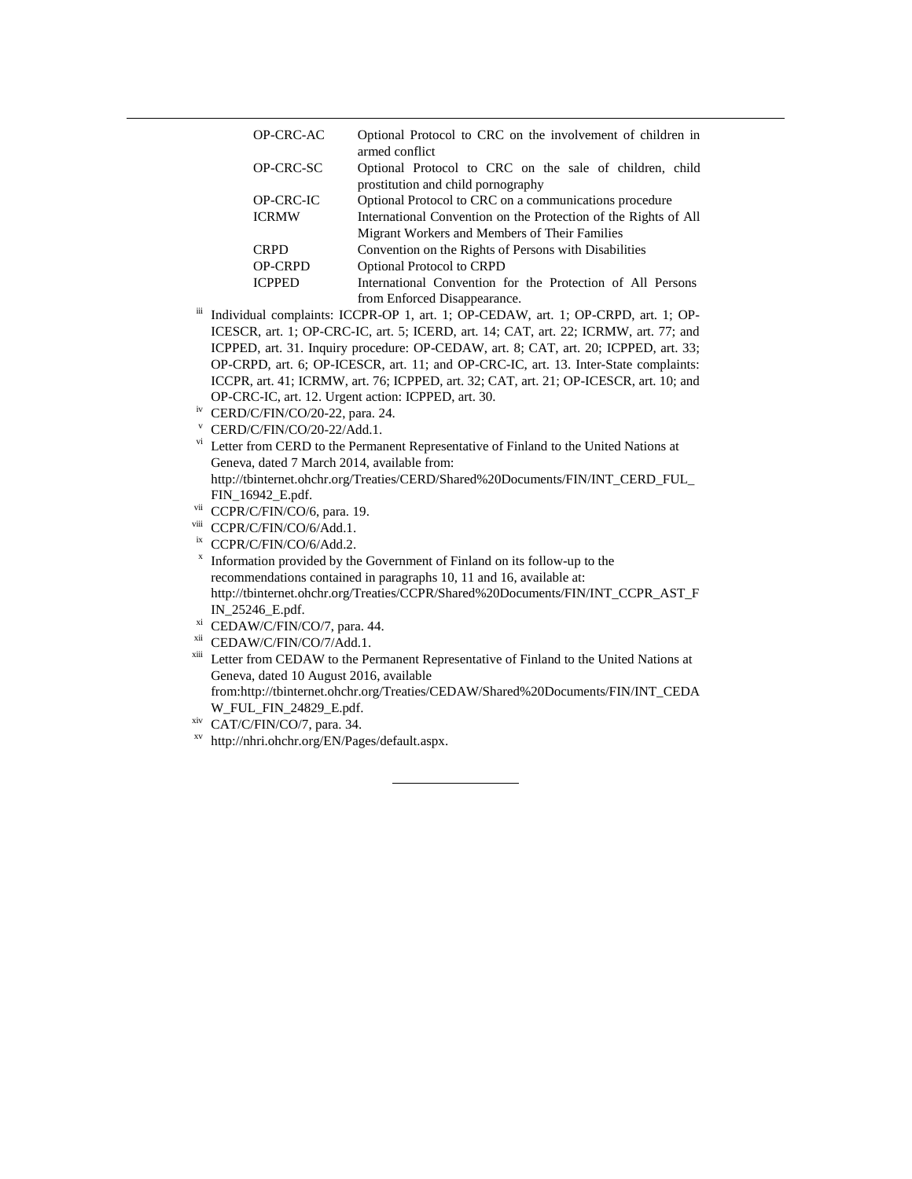| | |
|---|---|
| OP-CRC-AC | Optional Protocol to CRC on the involvement of children in armed conflict |
| OP-CRC-SC | Optional Protocol to CRC on the sale of children, child prostitution and child pornography |
| OP-CRC-IC | Optional Protocol to CRC on a communications procedure |
| ICRMW | International Convention on the Protection of the Rights of All Migrant Workers and Members of Their Families |
| CRPD | Convention on the Rights of Persons with Disabilities |
| OP-CRPD | Optional Protocol to CRPD |
| ICPPED | International Convention for the Protection of All Persons from Enforced Disappearance. |

[iii] Individual complaints: ICCPR-OP 1, art. 1; OP-CEDAW, art. 1; OP-CRPD, art. 1; OP-ICESCR, art. 1; OP-CRC-IC, art. 5; ICERD, art. 14; CAT, art. 22; ICRMW, art. 77; and ICPPED, art. 31. Inquiry procedure: OP-CEDAW, art. 8; CAT, art. 20; ICPPED, art. 33; OP-CRPD, art. 6; OP-ICESCR, art. 11; and OP-CRC-IC, art. 13. Inter-State complaints: ICCPR, art. 41; ICRMW, art. 76; ICPPED, art. 32; CAT, art. 21; OP-ICESCR, art. 10; and OP-CRC-IC, art. 12. Urgent action: ICPPED, art. 30.

[iv] CERD/C/FIN/CO/20-22, para. 24.

[v] CERD/C/FIN/CO/20-22/Add.1.

[vi] Letter from CERD to the Permanent Representative of Finland to the United Nations at Geneva, dated 7 March 2014, available from: http://tbinternet.ohchr.org/Treaties/CERD/Shared%20Documents/FIN/INT_CERD_FUL_FIN_16942_E.pdf.

[vii] CCPR/C/FIN/CO/6, para. 19.

[viii] CCPR/C/FIN/CO/6/Add.1.

[ix] CCPR/C/FIN/CO/6/Add.2.

[x] Information provided by the Government of Finland on its follow-up to the recommendations contained in paragraphs 10, 11 and 16, available at: http://tbinternet.ohchr.org/Treaties/CCPR/Shared%20Documents/FIN/INT_CCPR_AST_FIN_25246_E.pdf.

[xi] CEDAW/C/FIN/CO/7, para. 44.

[xii] CEDAW/C/FIN/CO/7/Add.1.

[xiii] Letter from CEDAW to the Permanent Representative of Finland to the United Nations at Geneva, dated 10 August 2016, available from:http://tbinternet.ohchr.org/Treaties/CEDAW/Shared%20Documents/FIN/INT_CEDAW_FUL_FIN_24829_E.pdf.

[xiv] CAT/C/FIN/CO/7, para. 34.

[xv] http://nhri.ohchr.org/EN/Pages/default.aspx.